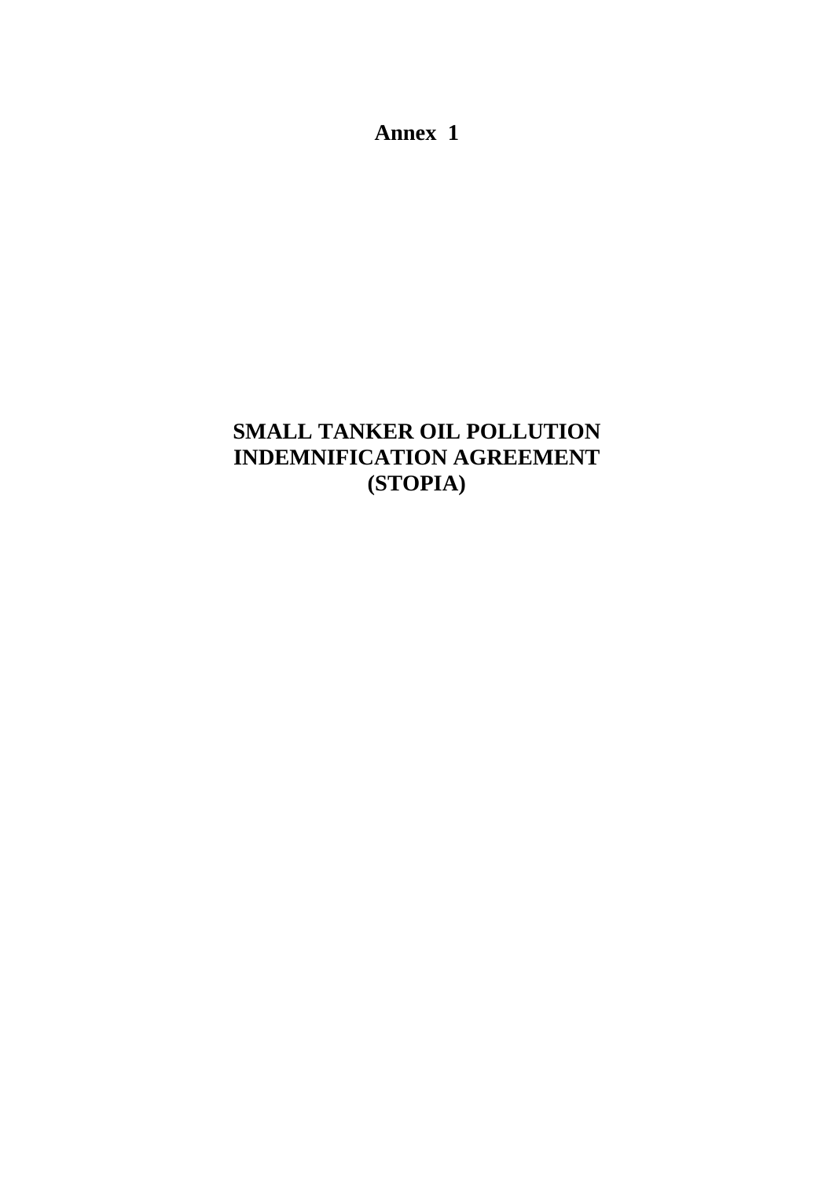# Annex 1

# SMALL TANKER OIL POLLUTION INDEMNIFICATION AGREEMENT (STOPIA)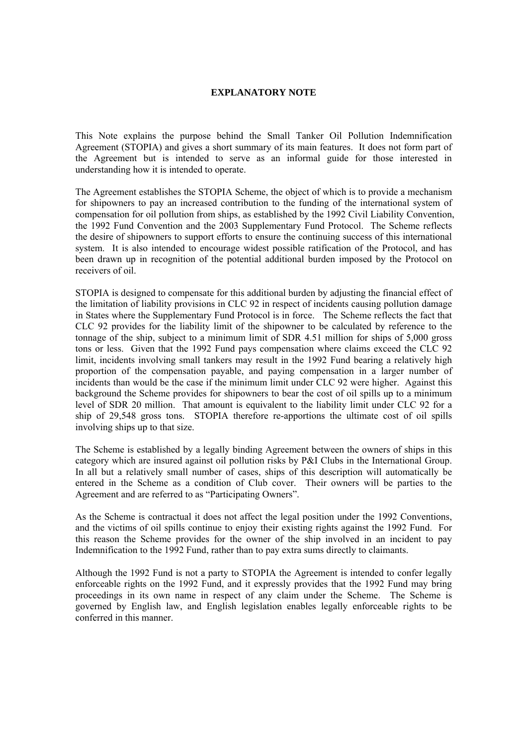# EXPLANATORY NOTE

This Note explains the purpose behind the Small Tanker Oil Pollution Indemnification Agreement (STOPIA) and gives a short summary of its main features. It does not form part of the Agreement but is intended to serve as an informal guide for those interested in understanding how it is intended to operate.

The Agreement establishes the STOPIA Scheme, the object of which is to provide a mechanism for shipowners to pay an increased contribution to the funding of the international system of compensation for oil pollution from ships, as established by the 1992 Civil Liability Convention, the 1992 Fund Convention and the 2003 Supplementary Fund Protocol. The Scheme reflects the desire of shipowners to support efforts to ensure the continuing success of this international system. It is also intended to encourage widest possible ratification of the Protocol, and has been drawn up in recognition of the potential additional burden imposed by the Protocol on receivers of oil.

STOPIA is designed to compensate for this additional burden by adjusting the financial effect of the limitation of liability provisions in CLC 92 in respect of incidents causing pollution damage in States where the Supplementary Fund Protocol is in force. The Scheme reflects the fact that CLC 92 provides for the liability limit of the shipowner to be calculated by reference to the tonnage of the ship, subject to a minimum limit of SDR 4.51 million for ships of 5,000 gross tons or less. Given that the 1992 Fund pays compensation where claims exceed the CLC 92 limit, incidents involving small tankers may result in the 1992 Fund bearing a relatively high proportion of the compensation payable, and paying compensation in a larger number of incidents than would be the case if the minimum limit under CLC 92 were higher. Against this background the Scheme provides for shipowners to bear the cost of oil spills up to a minimum level of SDR 20 million. That amount is equivalent to the liability limit under CLC 92 for a ship of 29,548 gross tons. STOPIA therefore re-apportions the ultimate cost of oil spills involving ships up to that size.

The Scheme is established by a legally binding Agreement between the owners of ships in this category which are insured against oil pollution risks by P&I Clubs in the International Group. In all but a relatively small number of cases, ships of this description will automatically be entered in the Scheme as a condition of Club cover. Their owners will be parties to the Agreement and are referred to as “Participating Owners”.

As the Scheme is contractual it does not affect the legal position under the 1992 Conventions, and the victims of oil spills continue to enjoy their existing rights against the 1992 Fund. For this reason the Scheme provides for the owner of the ship involved in an incident to pay Indemnification to the 1992 Fund, rather than to pay extra sums directly to claimants.

Although the 1992 Fund is not a party to STOPIA the Agreement is intended to confer legally enforceable rights on the 1992 Fund, and it expressly provides that the 1992 Fund may bring proceedings in its own name in respect of any claim under the Scheme. The Scheme is governed by English law, and English legislation enables legally enforceable rights to be conferred in this manner.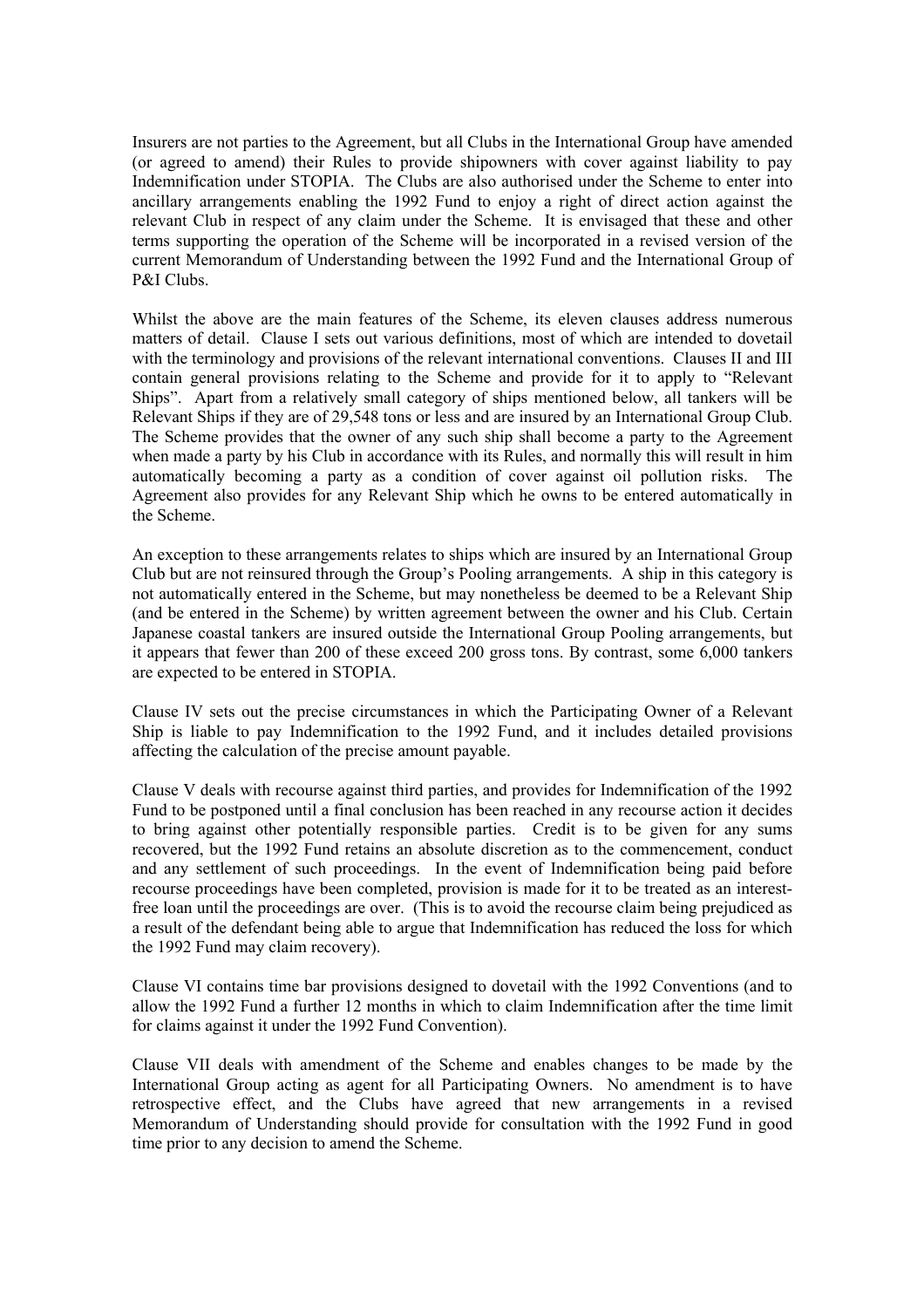Insurers are not parties to the Agreement, but all Clubs in the International Group have amended (or agreed to amend) their Rules to provide shipowners with cover against liability to pay Indemnification under STOPIA. The Clubs are also authorised under the Scheme to enter into ancillary arrangements enabling the 1992 Fund to enjoy a right of direct action against the relevant Club in respect of any claim under the Scheme. It is envisaged that these and other terms supporting the operation of the Scheme will be incorporated in a revised version of the current Memorandum of Understanding between the 1992 Fund and the International Group of P&I Clubs.

Whilst the above are the main features of the Scheme, its eleven clauses address numerous matters of detail. Clause I sets out various definitions, most of which are intended to dovetail with the terminology and provisions of the relevant international conventions. Clauses II and III contain general provisions relating to the Scheme and provide for it to apply to "Relevant Ships". Apart from a relatively small category of ships mentioned below, all tankers will be Relevant Ships if they are of 29,548 tons or less and are insured by an International Group Club. The Scheme provides that the owner of any such ship shall become a party to the Agreement when made a party by his Club in accordance with its Rules, and normally this will result in him automatically becoming a party as a condition of cover against oil pollution risks. The Agreement also provides for any Relevant Ship which he owns to be entered automatically in the Scheme.

An exception to these arrangements relates to ships which are insured by an International Group Club but are not reinsured through the Group's Pooling arrangements. A ship in this category is not automatically entered in the Scheme, but may nonetheless be deemed to be a Relevant Ship (and be entered in the Scheme) by written agreement between the owner and his Club. Certain Japanese coastal tankers are insured outside the International Group Pooling arrangements, but it appears that fewer than 200 of these exceed 200 gross tons. By contrast, some 6,000 tankers are expected to be entered in STOPIA.

Clause IV sets out the precise circumstances in which the Participating Owner of a Relevant Ship is liable to pay Indemnification to the 1992 Fund, and it includes detailed provisions affecting the calculation of the precise amount payable.

Clause V deals with recourse against third parties, and provides for Indemnification of the 1992 Fund to be postponed until a final conclusion has been reached in any recourse action it decides to bring against other potentially responsible parties. Credit is to be given for any sums recovered, but the 1992 Fund retains an absolute discretion as to the commencement, conduct and any settlement of such proceedings. In the event of Indemnification being paid before recourse proceedings have been completed, provision is made for it to be treated as an interest-free loan until the proceedings are over. (This is to avoid the recourse claim being prejudiced as a result of the defendant being able to argue that Indemnification has reduced the loss for which the 1992 Fund may claim recovery).

Clause VI contains time bar provisions designed to dovetail with the 1992 Conventions (and to allow the 1992 Fund a further 12 months in which to claim Indemnification after the time limit for claims against it under the 1992 Fund Convention).

Clause VII deals with amendment of the Scheme and enables changes to be made by the International Group acting as agent for all Participating Owners. No amendment is to have retrospective effect, and the Clubs have agreed that new arrangements in a revised Memorandum of Understanding should provide for consultation with the 1992 Fund in good time prior to any decision to amend the Scheme.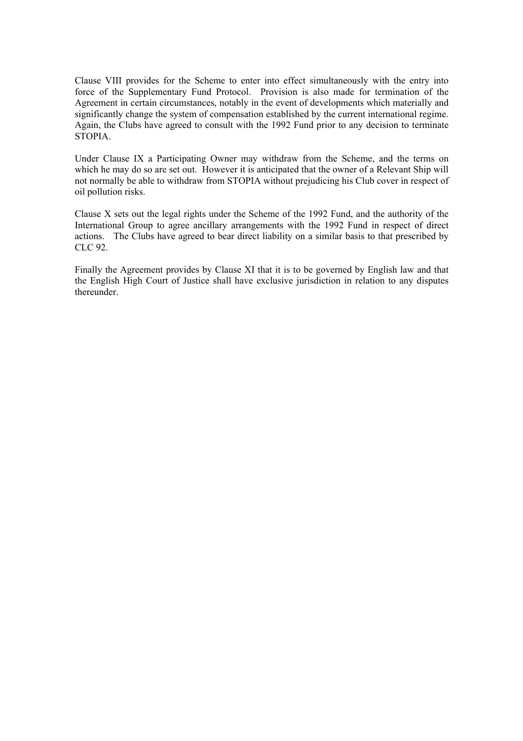Clause VIII provides for the Scheme to enter into effect simultaneously with the entry into force of the Supplementary Fund Protocol. Provision is also made for termination of the Agreement in certain circumstances, notably in the event of developments which materially and significantly change the system of compensation established by the current international regime. Again, the Clubs have agreed to consult with the 1992 Fund prior to any decision to terminate STOPIA.

Under Clause IX a Participating Owner may withdraw from the Scheme, and the terms on which he may do so are set out. However it is anticipated that the owner of a Relevant Ship will not normally be able to withdraw from STOPIA without prejudicing his Club cover in respect of oil pollution risks.

Clause X sets out the legal rights under the Scheme of the 1992 Fund, and the authority of the International Group to agree ancillary arrangements with the 1992 Fund in respect of direct actions. The Clubs have agreed to bear direct liability on a similar basis to that prescribed by CLC 92.

Finally the Agreement provides by Clause XI that it is to be governed by English law and that the English High Court of Justice shall have exclusive jurisdiction in relation to any disputes thereunder.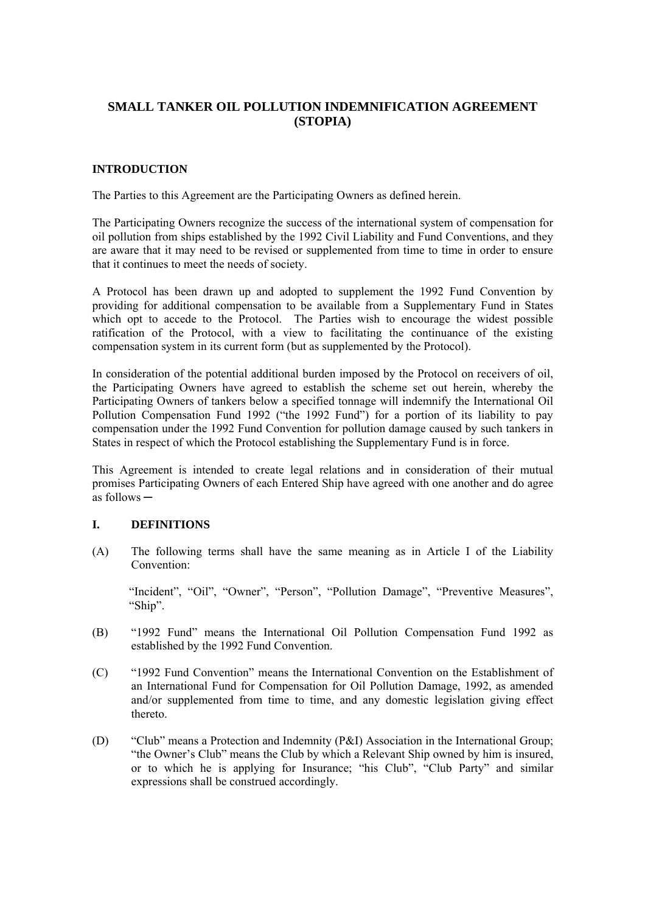# SMALL TANKER OIL POLLUTION INDEMNIFICATION AGREEMENT (STOPIA)

## INTRODUCTION

The Parties to this Agreement are the Participating Owners as defined herein.

The Participating Owners recognize the success of the international system of compensation for oil pollution from ships established by the 1992 Civil Liability and Fund Conventions, and they are aware that it may need to be revised or supplemented from time to time in order to ensure that it continues to meet the needs of society.

A Protocol has been drawn up and adopted to supplement the 1992 Fund Convention by providing for additional compensation to be available from a Supplementary Fund in States which opt to accede to the Protocol. The Parties wish to encourage the widest possible ratification of the Protocol, with a view to facilitating the continuance of the existing compensation system in its current form (but as supplemented by the Protocol).

In consideration of the potential additional burden imposed by the Protocol on receivers of oil, the Participating Owners have agreed to establish the scheme set out herein, whereby the Participating Owners of tankers below a specified tonnage will indemnify the International Oil Pollution Compensation Fund 1992 ("the 1992 Fund") for a portion of its liability to pay compensation under the 1992 Fund Convention for pollution damage caused by such tankers in States in respect of which the Protocol establishing the Supplementary Fund is in force.

This Agreement is intended to create legal relations and in consideration of their mutual promises Participating Owners of each Entered Ship have agreed with one another and do agree as follows ─

## I. DEFINITIONS

(A) The following terms shall have the same meaning as in Article I of the Liability Convention:

"Incident", "Oil", "Owner", "Person", "Pollution Damage", "Preventive Measures", "Ship".

(B) "1992 Fund" means the International Oil Pollution Compensation Fund 1992 as established by the 1992 Fund Convention.

(C) "1992 Fund Convention" means the International Convention on the Establishment of an International Fund for Compensation for Oil Pollution Damage, 1992, as amended and/or supplemented from time to time, and any domestic legislation giving effect thereto.

(D) "Club" means a Protection and Indemnity (P&I) Association in the International Group; "the Owner's Club" means the Club by which a Relevant Ship owned by him is insured, or to which he is applying for Insurance; "his Club", "Club Party" and similar expressions shall be construed accordingly.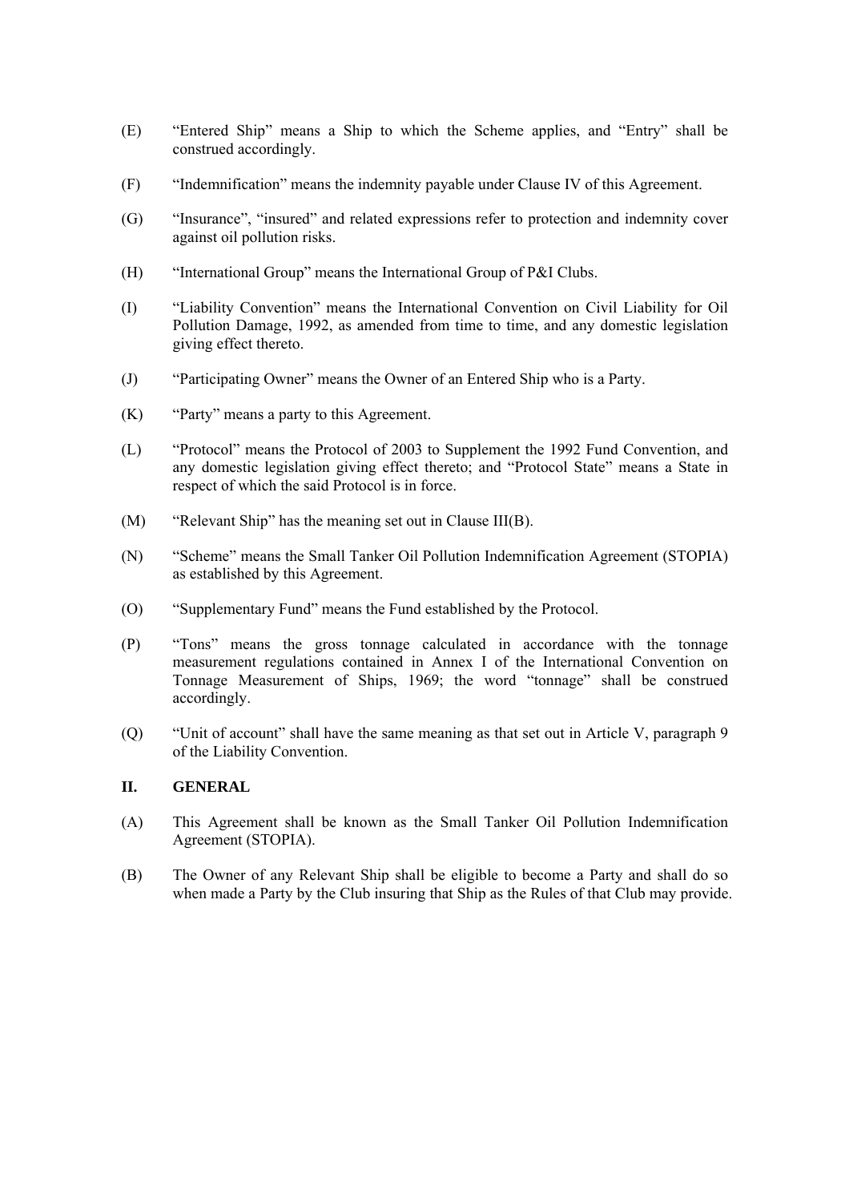(E) "Entered Ship" means a Ship to which the Scheme applies, and "Entry" shall be construed accordingly.

(F) "Indemnification" means the indemnity payable under Clause IV of this Agreement.

(G) "Insurance", "insured" and related expressions refer to protection and indemnity cover against oil pollution risks.

(H) "International Group" means the International Group of P&I Clubs.

(I) "Liability Convention" means the International Convention on Civil Liability for Oil Pollution Damage, 1992, as amended from time to time, and any domestic legislation giving effect thereto.

(J) "Participating Owner" means the Owner of an Entered Ship who is a Party.

(K) "Party" means a party to this Agreement.

(L) "Protocol" means the Protocol of 2003 to Supplement the 1992 Fund Convention, and any domestic legislation giving effect thereto; and "Protocol State" means a State in respect of which the said Protocol is in force.

(M) "Relevant Ship" has the meaning set out in Clause III(B).

(N) "Scheme" means the Small Tanker Oil Pollution Indemnification Agreement (STOPIA) as established by this Agreement.

(O) "Supplementary Fund" means the Fund established by the Protocol.

(P) "Tons" means the gross tonnage calculated in accordance with the tonnage measurement regulations contained in Annex I of the International Convention on Tonnage Measurement of Ships, 1969; the word "tonnage" shall be construed accordingly.

(Q) "Unit of account" shall have the same meaning as that set out in Article V, paragraph 9 of the Liability Convention.

## II. GENERAL

(A) This Agreement shall be known as the Small Tanker Oil Pollution Indemnification Agreement (STOPIA).

(B) The Owner of any Relevant Ship shall be eligible to become a Party and shall do so when made a Party by the Club insuring that Ship as the Rules of that Club may provide.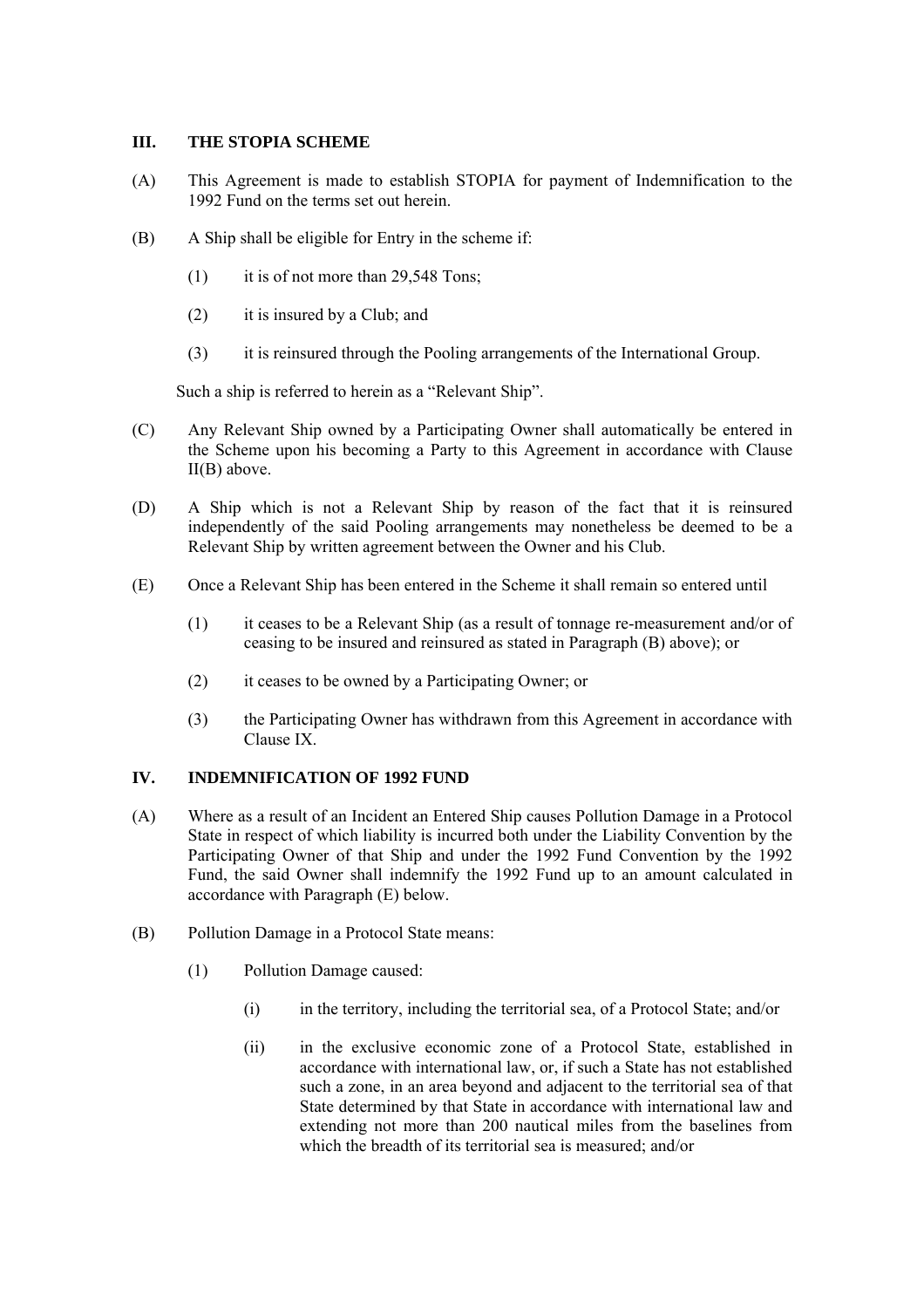## III. THE STOPIA SCHEME

(A) This Agreement is made to establish STOPIA for payment of Indemnification to the 1992 Fund on the terms set out herein.

(B) A Ship shall be eligible for Entry in the scheme if:

(1) it is of not more than 29,548 Tons;

(2) it is insured by a Club; and

(3) it is reinsured through the Pooling arrangements of the International Group.

Such a ship is referred to herein as a "Relevant Ship".

(C) Any Relevant Ship owned by a Participating Owner shall automatically be entered in the Scheme upon his becoming a Party to this Agreement in accordance with Clause II(B) above.

(D) A Ship which is not a Relevant Ship by reason of the fact that it is reinsured independently of the said Pooling arrangements may nonetheless be deemed to be a Relevant Ship by written agreement between the Owner and his Club.

(E) Once a Relevant Ship has been entered in the Scheme it shall remain so entered until

(1) it ceases to be a Relevant Ship (as a result of tonnage re-measurement and/or of ceasing to be insured and reinsured as stated in Paragraph (B) above); or

(2) it ceases to be owned by a Participating Owner; or

(3) the Participating Owner has withdrawn from this Agreement in accordance with Clause IX.

## IV. INDEMNIFICATION OF 1992 FUND

(A) Where as a result of an Incident an Entered Ship causes Pollution Damage in a Protocol State in respect of which liability is incurred both under the Liability Convention by the Participating Owner of that Ship and under the 1992 Fund Convention by the 1992 Fund, the said Owner shall indemnify the 1992 Fund up to an amount calculated in accordance with Paragraph (E) below.

(B) Pollution Damage in a Protocol State means:

(1) Pollution Damage caused:

(i) in the territory, including the territorial sea, of a Protocol State; and/or

(ii) in the exclusive economic zone of a Protocol State, established in accordance with international law, or, if such a State has not established such a zone, in an area beyond and adjacent to the territorial sea of that State determined by that State in accordance with international law and extending not more than 200 nautical miles from the baselines from which the breadth of its territorial sea is measured; and/or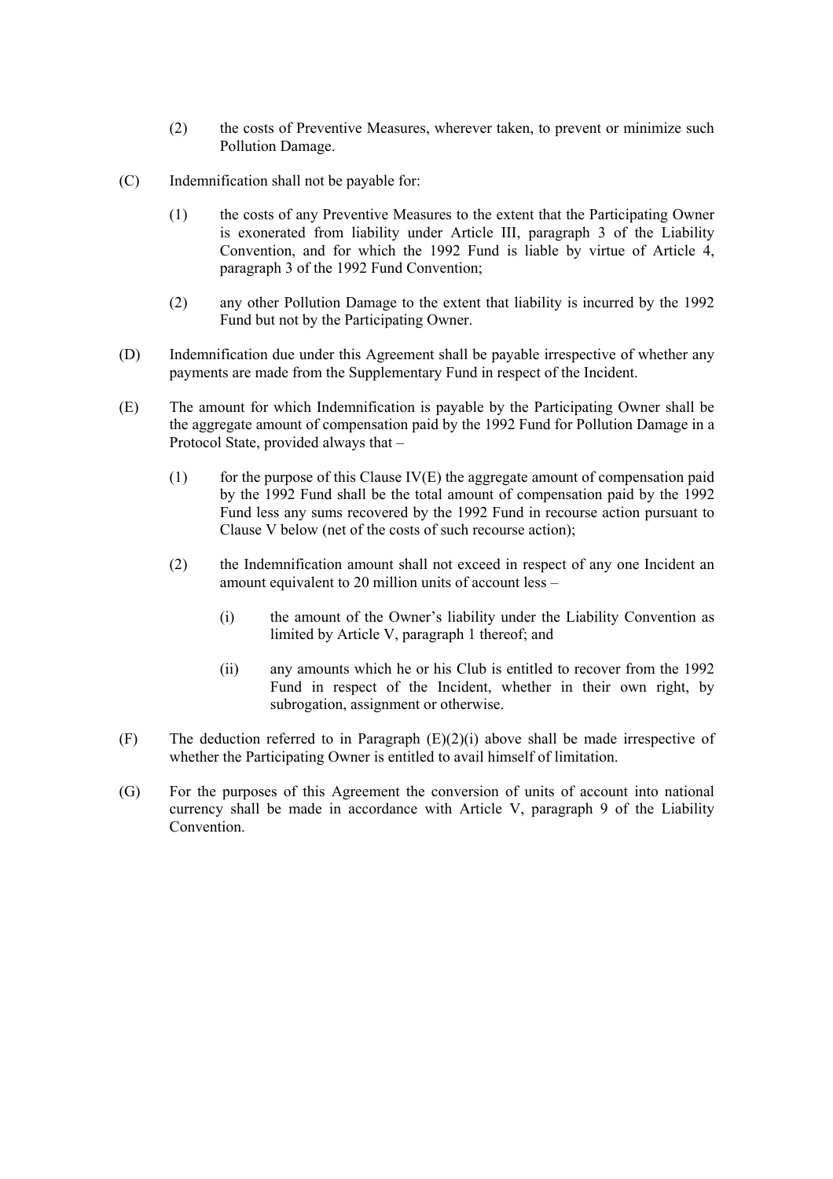(2) the costs of Preventive Measures, wherever taken, to prevent or minimize such Pollution Damage.

(C) Indemnification shall not be payable for:

(1) the costs of any Preventive Measures to the extent that the Participating Owner is exonerated from liability under Article III, paragraph 3 of the Liability Convention, and for which the 1992 Fund is liable by virtue of Article 4, paragraph 3 of the 1992 Fund Convention;

(2) any other Pollution Damage to the extent that liability is incurred by the 1992 Fund but not by the Participating Owner.

(D) Indemnification due under this Agreement shall be payable irrespective of whether any payments are made from the Supplementary Fund in respect of the Incident.

(E) The amount for which Indemnification is payable by the Participating Owner shall be the aggregate amount of compensation paid by the 1992 Fund for Pollution Damage in a Protocol State, provided always that –

(1) for the purpose of this Clause IV(E) the aggregate amount of compensation paid by the 1992 Fund shall be the total amount of compensation paid by the 1992 Fund less any sums recovered by the 1992 Fund in recourse action pursuant to Clause V below (net of the costs of such recourse action);

(2) the Indemnification amount shall not exceed in respect of any one Incident an amount equivalent to 20 million units of account less –

(i) the amount of the Owner's liability under the Liability Convention as limited by Article V, paragraph 1 thereof; and

(ii) any amounts which he or his Club is entitled to recover from the 1992 Fund in respect of the Incident, whether in their own right, by subrogation, assignment or otherwise.

(F) The deduction referred to in Paragraph (E)(2)(i) above shall be made irrespective of whether the Participating Owner is entitled to avail himself of limitation.

(G) For the purposes of this Agreement the conversion of units of account into national currency shall be made in accordance with Article V, paragraph 9 of the Liability Convention.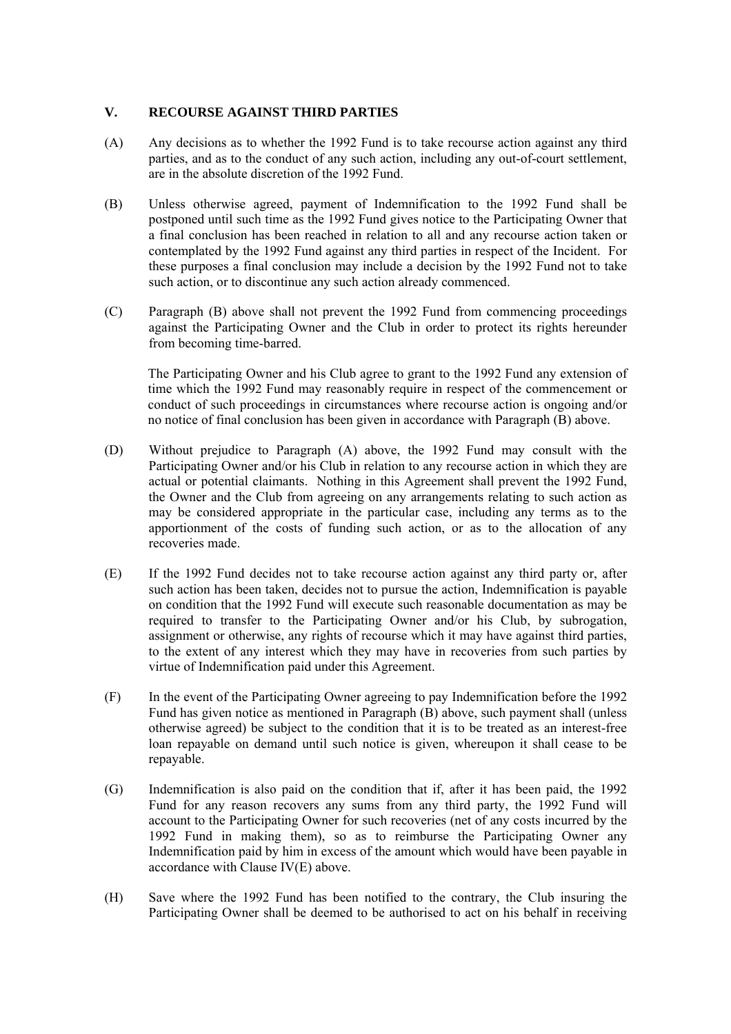## V. RECOURSE AGAINST THIRD PARTIES

(A) Any decisions as to whether the 1992 Fund is to take recourse action against any third parties, and as to the conduct of any such action, including any out-of-court settlement, are in the absolute discretion of the 1992 Fund.

(B) Unless otherwise agreed, payment of Indemnification to the 1992 Fund shall be postponed until such time as the 1992 Fund gives notice to the Participating Owner that a final conclusion has been reached in relation to all and any recourse action taken or contemplated by the 1992 Fund against any third parties in respect of the Incident. For these purposes a final conclusion may include a decision by the 1992 Fund not to take such action, or to discontinue any such action already commenced.

(C) Paragraph (B) above shall not prevent the 1992 Fund from commencing proceedings against the Participating Owner and the Club in order to protect its rights hereunder from becoming time-barred.

The Participating Owner and his Club agree to grant to the 1992 Fund any extension of time which the 1992 Fund may reasonably require in respect of the commencement or conduct of such proceedings in circumstances where recourse action is ongoing and/or no notice of final conclusion has been given in accordance with Paragraph (B) above.

(D) Without prejudice to Paragraph (A) above, the 1992 Fund may consult with the Participating Owner and/or his Club in relation to any recourse action in which they are actual or potential claimants. Nothing in this Agreement shall prevent the 1992 Fund, the Owner and the Club from agreeing on any arrangements relating to such action as may be considered appropriate in the particular case, including any terms as to the apportionment of the costs of funding such action, or as to the allocation of any recoveries made.

(E) If the 1992 Fund decides not to take recourse action against any third party or, after such action has been taken, decides not to pursue the action, Indemnification is payable on condition that the 1992 Fund will execute such reasonable documentation as may be required to transfer to the Participating Owner and/or his Club, by subrogation, assignment or otherwise, any rights of recourse which it may have against third parties, to the extent of any interest which they may have in recoveries from such parties by virtue of Indemnification paid under this Agreement.

(F) In the event of the Participating Owner agreeing to pay Indemnification before the 1992 Fund has given notice as mentioned in Paragraph (B) above, such payment shall (unless otherwise agreed) be subject to the condition that it is to be treated as an interest-free loan repayable on demand until such notice is given, whereupon it shall cease to be repayable.

(G) Indemnification is also paid on the condition that if, after it has been paid, the 1992 Fund for any reason recovers any sums from any third party, the 1992 Fund will account to the Participating Owner for such recoveries (net of any costs incurred by the 1992 Fund in making them), so as to reimburse the Participating Owner any Indemnification paid by him in excess of the amount which would have been payable in accordance with Clause IV(E) above.

(H) Save where the 1992 Fund has been notified to the contrary, the Club insuring the Participating Owner shall be deemed to be authorised to act on his behalf in receiving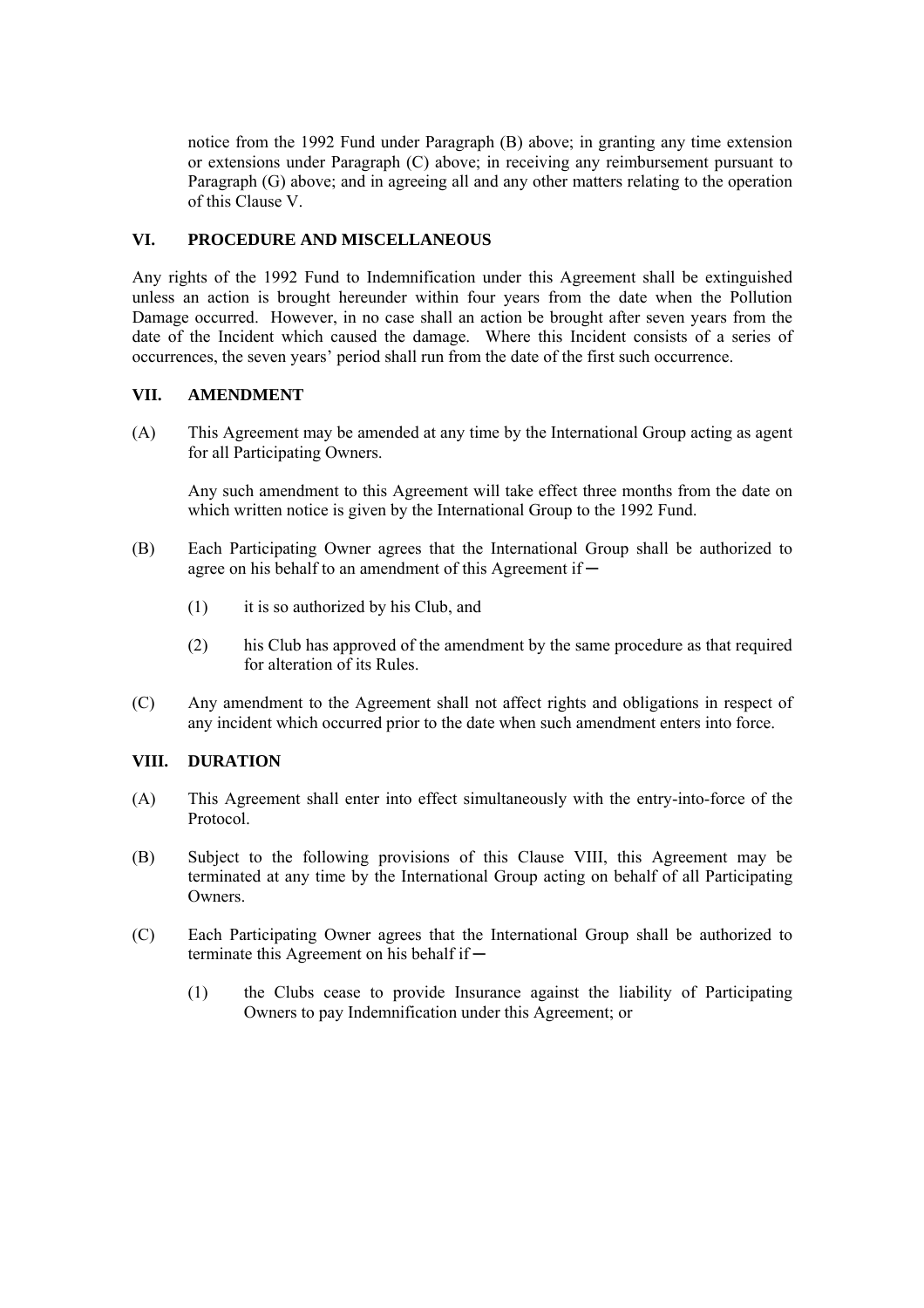notice from the 1992 Fund under Paragraph (B) above; in granting any time extension or extensions under Paragraph (C) above; in receiving any reimbursement pursuant to Paragraph (G) above; and in agreeing all and any other matters relating to the operation of this Clause V.

## VI. PROCEDURE AND MISCELLANEOUS

Any rights of the 1992 Fund to Indemnification under this Agreement shall be extinguished unless an action is brought hereunder within four years from the date when the Pollution Damage occurred. However, in no case shall an action be brought after seven years from the date of the Incident which caused the damage. Where this Incident consists of a series of occurrences, the seven years' period shall run from the date of the first such occurrence.

## VII. AMENDMENT

(A) This Agreement may be amended at any time by the International Group acting as agent for all Participating Owners.

Any such amendment to this Agreement will take effect three months from the date on which written notice is given by the International Group to the 1992 Fund.

(B) Each Participating Owner agrees that the International Group shall be authorized to agree on his behalf to an amendment of this Agreement if ─

(1) it is so authorized by his Club, and

(2) his Club has approved of the amendment by the same procedure as that required for alteration of its Rules.

(C) Any amendment to the Agreement shall not affect rights and obligations in respect of any incident which occurred prior to the date when such amendment enters into force.

## VIII. DURATION

(A) This Agreement shall enter into effect simultaneously with the entry-into-force of the Protocol.

(B) Subject to the following provisions of this Clause VIII, this Agreement may be terminated at any time by the International Group acting on behalf of all Participating Owners.

(C) Each Participating Owner agrees that the International Group shall be authorized to terminate this Agreement on his behalf if ─

(1) the Clubs cease to provide Insurance against the liability of Participating Owners to pay Indemnification under this Agreement; or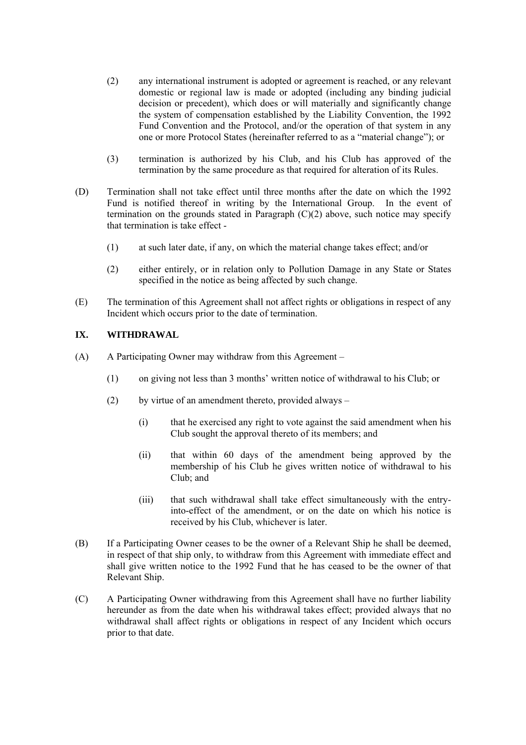(2) any international instrument is adopted or agreement is reached, or any relevant domestic or regional law is made or adopted (including any binding judicial decision or precedent), which does or will materially and significantly change the system of compensation established by the Liability Convention, the 1992 Fund Convention and the Protocol, and/or the operation of that system in any one or more Protocol States (hereinafter referred to as a "material change"); or

(3) termination is authorized by his Club, and his Club has approved of the termination by the same procedure as that required for alteration of its Rules.

(D) Termination shall not take effect until three months after the date on which the 1992 Fund is notified thereof in writing by the International Group. In the event of termination on the grounds stated in Paragraph (C)(2) above, such notice may specify that termination is take effect -

(1) at such later date, if any, on which the material change takes effect; and/or

(2) either entirely, or in relation only to Pollution Damage in any State or States specified in the notice as being affected by such change.

(E) The termination of this Agreement shall not affect rights or obligations in respect of any Incident which occurs prior to the date of termination.

## IX. WITHDRAWAL

(A) A Participating Owner may withdraw from this Agreement –

(1) on giving not less than 3 months' written notice of withdrawal to his Club; or

(2) by virtue of an amendment thereto, provided always –

(i) that he exercised any right to vote against the said amendment when his Club sought the approval thereto of its members; and

(ii) that within 60 days of the amendment being approved by the membership of his Club he gives written notice of withdrawal to his Club; and

(iii) that such withdrawal shall take effect simultaneously with the entry-into-effect of the amendment, or on the date on which his notice is received by his Club, whichever is later.

(B) If a Participating Owner ceases to be the owner of a Relevant Ship he shall be deemed, in respect of that ship only, to withdraw from this Agreement with immediate effect and shall give written notice to the 1992 Fund that he has ceased to be the owner of that Relevant Ship.

(C) A Participating Owner withdrawing from this Agreement shall have no further liability hereunder as from the date when his withdrawal takes effect; provided always that no withdrawal shall affect rights or obligations in respect of any Incident which occurs prior to that date.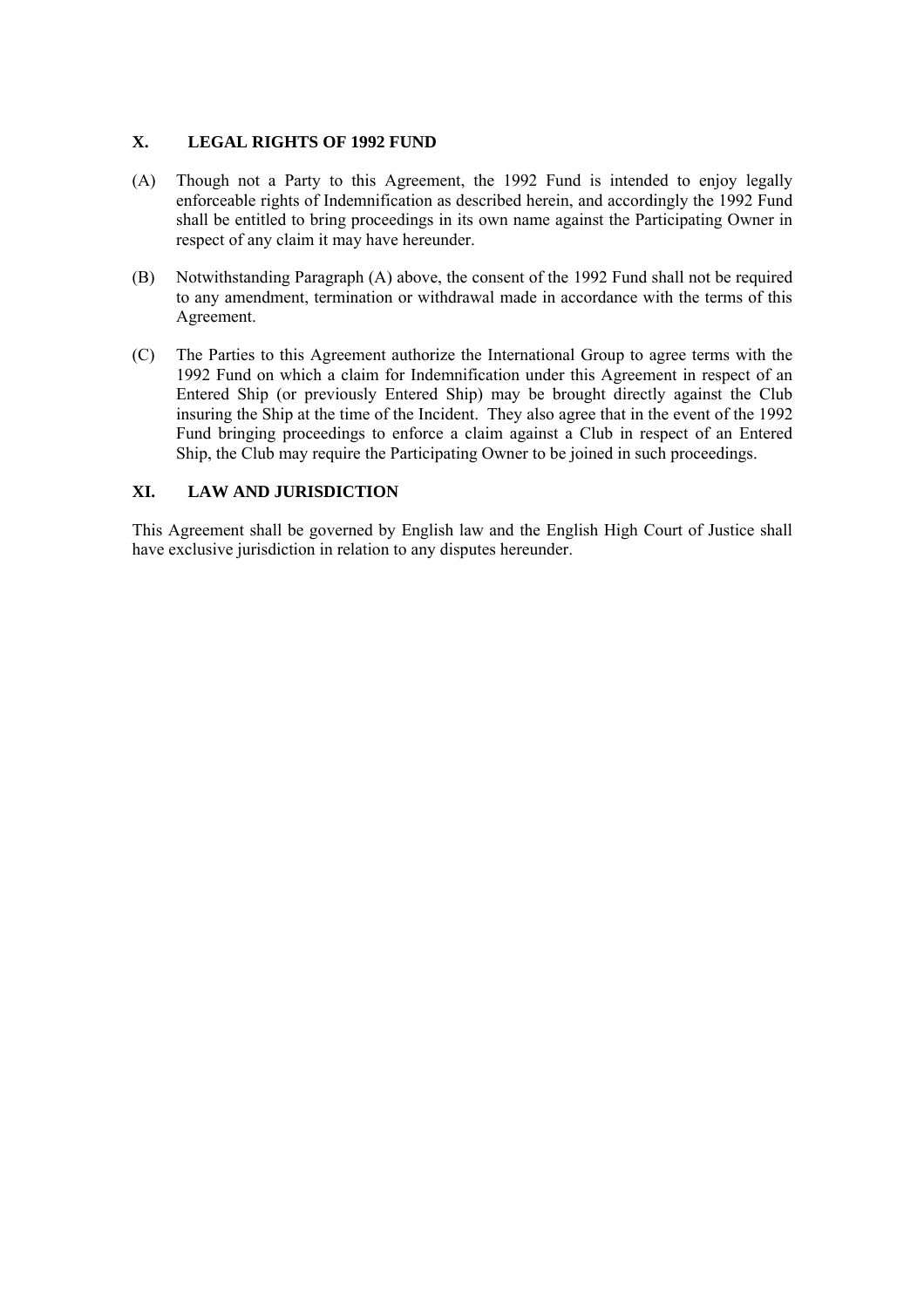## X. LEGAL RIGHTS OF 1992 FUND

(A) Though not a Party to this Agreement, the 1992 Fund is intended to enjoy legally enforceable rights of Indemnification as described herein, and accordingly the 1992 Fund shall be entitled to bring proceedings in its own name against the Participating Owner in respect of any claim it may have hereunder.

(B) Notwithstanding Paragraph (A) above, the consent of the 1992 Fund shall not be required to any amendment, termination or withdrawal made in accordance with the terms of this Agreement.

(C) The Parties to this Agreement authorize the International Group to agree terms with the 1992 Fund on which a claim for Indemnification under this Agreement in respect of an Entered Ship (or previously Entered Ship) may be brought directly against the Club insuring the Ship at the time of the Incident. They also agree that in the event of the 1992 Fund bringing proceedings to enforce a claim against a Club in respect of an Entered Ship, the Club may require the Participating Owner to be joined in such proceedings.

## XI. LAW AND JURISDICTION

This Agreement shall be governed by English law and the English High Court of Justice shall have exclusive jurisdiction in relation to any disputes hereunder.